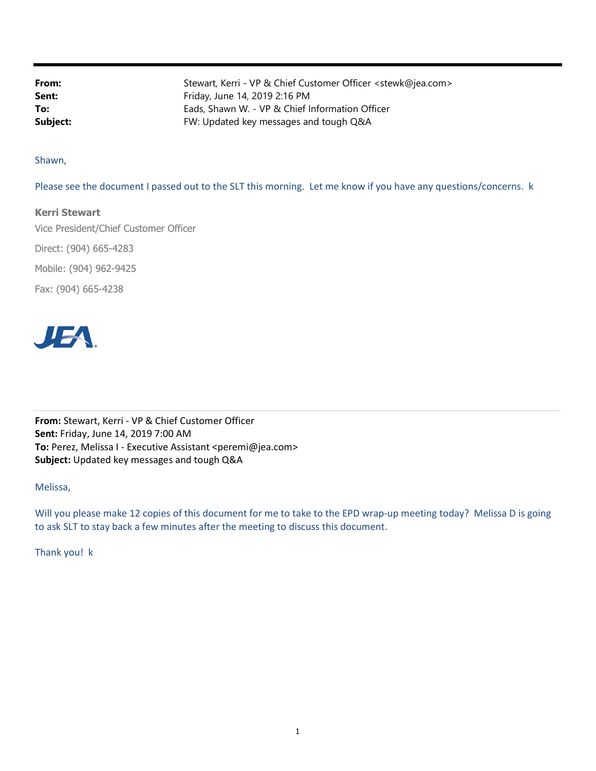| | |
|---|---|
| **From:** | Stewart, Kerri - VP & Chief Customer Officer <stewk@jea.com> |
| **Sent:** | Friday, June 14, 2019 2:16 PM |
| **To:** | Eads, Shawn W. - VP & Chief Information Officer |
| **Subject:** | FW: Updated key messages and tough Q&A |

Shawn,

Please see the document I passed out to the SLT this morning. Let me know if you have any questions/concerns. k

**Kerri Stewart**

Vice President/Chief Customer Officer

Direct: (904) 665-4283

Mobile: (904) 962-9425

Fax: (904) 665-4238

JEA

---

**From:** Stewart, Kerri - VP & Chief Customer Officer
**Sent:** Friday, June 14, 2019 7:00 AM
**To:** Perez, Melissa I - Executive Assistant <peremi@jea.com>
**Subject:** Updated key messages and tough Q&A

Melissa,

Will you please make 12 copies of this document for me to take to the EPD wrap-up meeting today? Melissa D is going to ask SLT to stay back a few minutes after the meeting to discuss this document.

Thank you! k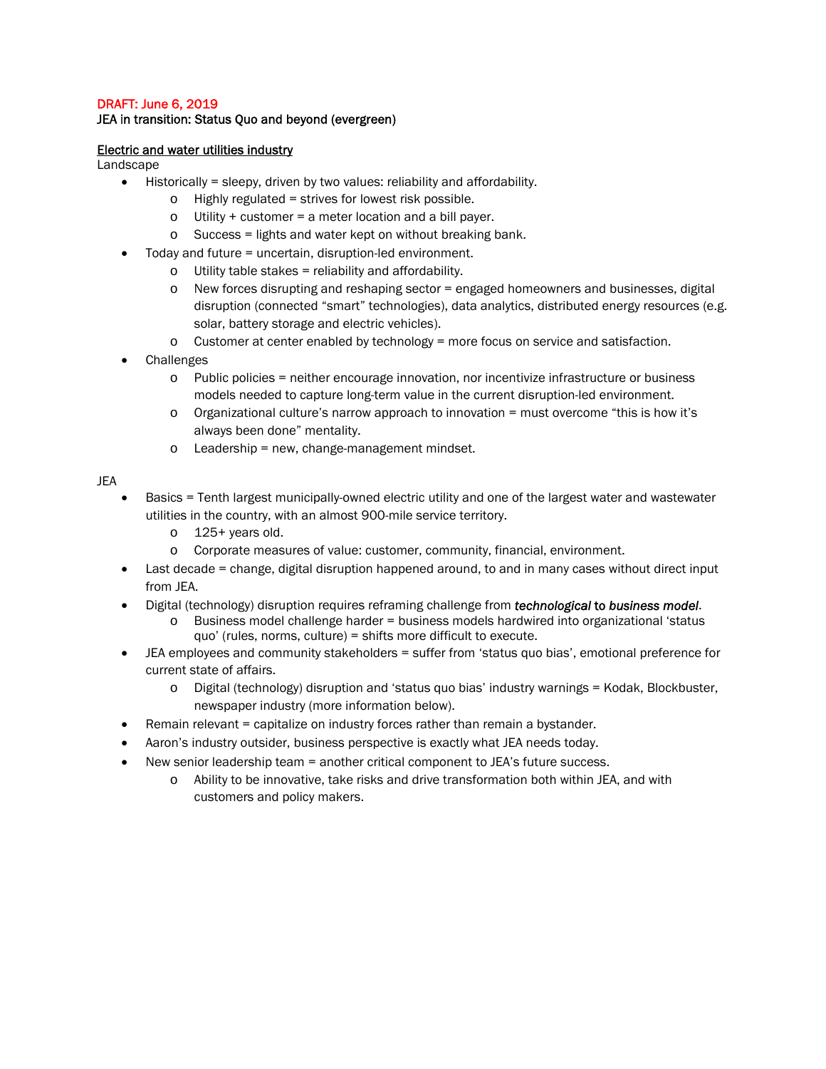DRAFT: June 6, 2019

JEA in transition: Status Quo and beyond (evergreen)

<u>Electric and water utilities industry</u>

Landscape

- Historically = sleepy, driven by two values: reliability and affordability.
    - Highly regulated = strives for lowest risk possible.
    - Utility + customer = a meter location and a bill payer.
    - Success = lights and water kept on without breaking bank.
- Today and future = uncertain, disruption-led environment.
    - Utility table stakes = reliability and affordability.
    - New forces disrupting and reshaping sector = engaged homeowners and businesses, digital disruption (connected "smart" technologies), data analytics, distributed energy resources (e.g. solar, battery storage and electric vehicles).
    - Customer at center enabled by technology = more focus on service and satisfaction.
- Challenges
    - Public policies = neither encourage innovation, nor incentivize infrastructure or business models needed to capture long-term value in the current disruption-led environment.
    - Organizational culture's narrow approach to innovation = must overcome "this is how it's always been done" mentality.
    - Leadership = new, change-management mindset.

JEA

- Basics = Tenth largest municipally-owned electric utility and one of the largest water and wastewater utilities in the country, with an almost 900-mile service territory.
    - 125+ years old.
    - Corporate measures of value: customer, community, financial, environment.
- Last decade = change, digital disruption happened around, to and in many cases without direct input from JEA.
- Digital (technology) disruption requires reframing challenge from ***technological*** to ***business model***.
    - Business model challenge harder = business models hardwired into organizational 'status quo' (rules, norms, culture) = shifts more difficult to execute.
- JEA employees and community stakeholders = suffer from 'status quo bias', emotional preference for current state of affairs.
    - Digital (technology) disruption and 'status quo bias' industry warnings = Kodak, Blockbuster, newspaper industry (more information below).
- Remain relevant = capitalize on industry forces rather than remain a bystander.
- Aaron's industry outsider, business perspective is exactly what JEA needs today.
- New senior leadership team = another critical component to JEA's future success.
    - Ability to be innovative, take risks and drive transformation both within JEA, and with customers and policy makers.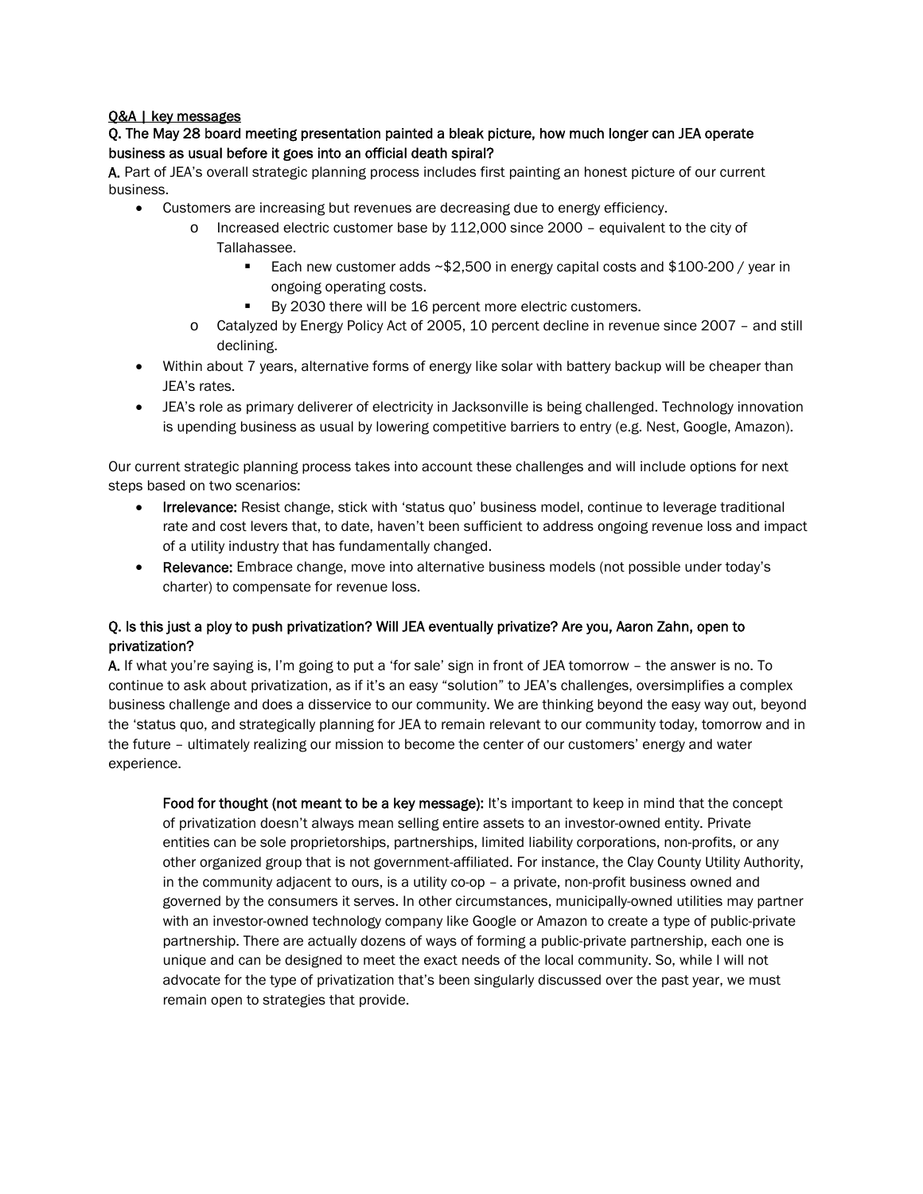Q&A | key messages

**Q. The May 28 board meeting presentation painted a bleak picture, how much longer can JEA operate business as usual before it goes into an official death spiral?**

**A.** Part of JEA's overall strategic planning process includes first painting an honest picture of our current business.

- Customers are increasing but revenues are decreasing due to energy efficiency.
    - Increased electric customer base by 112,000 since 2000 – equivalent to the city of Tallahassee.
        - Each new customer adds ~$2,500 in energy capital costs and $100-200 / year in ongoing operating costs.
        - By 2030 there will be 16 percent more electric customers.
    - Catalyzed by Energy Policy Act of 2005, 10 percent decline in revenue since 2007 – and still declining.
- Within about 7 years, alternative forms of energy like solar with battery backup will be cheaper than JEA's rates.
- JEA's role as primary deliverer of electricity in Jacksonville is being challenged. Technology innovation is upending business as usual by lowering competitive barriers to entry (e.g. Nest, Google, Amazon).

Our current strategic planning process takes into account these challenges and will include options for next steps based on two scenarios:

- **Irrelevance:** Resist change, stick with 'status quo' business model, continue to leverage traditional rate and cost levers that, to date, haven't been sufficient to address ongoing revenue loss and impact of a utility industry that has fundamentally changed.
- **Relevance:** Embrace change, move into alternative business models (not possible under today's charter) to compensate for revenue loss.

**Q. Is this just a ploy to push privatization? Will JEA eventually privatize? Are you, Aaron Zahn, open to privatization?**

**A.** If what you're saying is, I'm going to put a 'for sale' sign in front of JEA tomorrow – the answer is no. To continue to ask about privatization, as if it's an easy "solution" to JEA's challenges, oversimplifies a complex business challenge and does a disservice to our community. We are thinking beyond the easy way out, beyond the 'status quo, and strategically planning for JEA to remain relevant to our community today, tomorrow and in the future – ultimately realizing our mission to become the center of our customers' energy and water experience.

> **Food for thought (not meant to be a key message):** It's important to keep in mind that the concept of privatization doesn't always mean selling entire assets to an investor-owned entity. Private entities can be sole proprietorships, partnerships, limited liability corporations, non-profits, or any other organized group that is not government-affiliated. For instance, the Clay County Utility Authority, in the community adjacent to ours, is a utility co-op – a private, non-profit business owned and governed by the consumers it serves. In other circumstances, municipally-owned utilities may partner with an investor-owned technology company like Google or Amazon to create a type of public-private partnership. There are actually dozens of ways of forming a public-private partnership, each one is unique and can be designed to meet the exact needs of the local community. So, while I will not advocate for the type of privatization that's been singularly discussed over the past year, we must remain open to strategies that provide.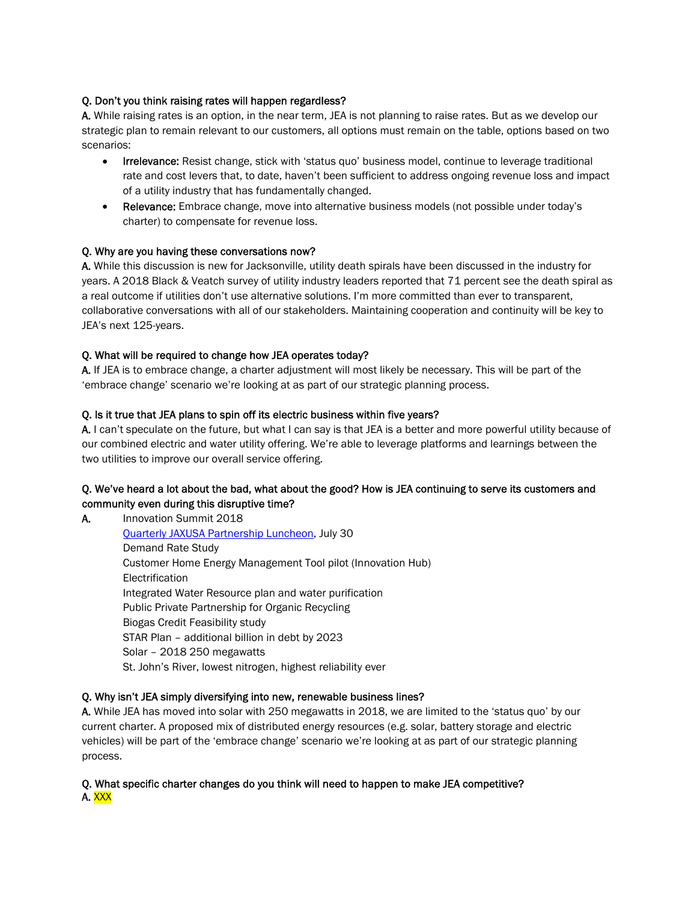**Q. Don't you think raising rates will happen regardless?**
**A.** While raising rates is an option, in the near term, JEA is not planning to raise rates. But as we develop our strategic plan to remain relevant to our customers, all options must remain on the table, options based on two scenarios:

- **Irrelevance:** Resist change, stick with 'status quo' business model, continue to leverage traditional rate and cost levers that, to date, haven't been sufficient to address ongoing revenue loss and impact of a utility industry that has fundamentally changed.
- **Relevance:** Embrace change, move into alternative business models (not possible under today's charter) to compensate for revenue loss.

**Q. Why are you having these conversations now?**
**A.** While this discussion is new for Jacksonville, utility death spirals have been discussed in the industry for years. A 2018 Black & Veatch survey of utility industry leaders reported that 71 percent see the death spiral as a real outcome if utilities don't use alternative solutions. I'm more committed than ever to transparent, collaborative conversations with all of our stakeholders. Maintaining cooperation and continuity will be key to JEA's next 125-years.

**Q. What will be required to change how JEA operates today?**
**A.** If JEA is to embrace change, a charter adjustment will most likely be necessary. This will be part of the 'embrace change' scenario we're looking at as part of our strategic planning process.

**Q. Is it true that JEA plans to spin off its electric business within five years?**
**A.** I can't speculate on the future, but what I can say is that JEA is a better and more powerful utility because of our combined electric and water utility offering. We're able to leverage platforms and learnings between the two utilities to improve our overall service offering.

**Q. We've heard a lot about the bad, what about the good? How is JEA continuing to serve its customers and community even during this disruptive time?**
**A.**
Innovation Summit 2018
[Quarterly JAXUSA Partnership Luncheon], July 30
Demand Rate Study
Customer Home Energy Management Tool pilot (Innovation Hub)
Electrification
Integrated Water Resource plan and water purification
Public Private Partnership for Organic Recycling
Biogas Credit Feasibility study
STAR Plan – additional billion in debt by 2023
Solar – 2018 250 megawatts
St. John's River, lowest nitrogen, highest reliability ever

**Q. Why isn't JEA simply diversifying into new, renewable business lines?**
**A.** While JEA has moved into solar with 250 megawatts in 2018, we are limited to the 'status quo' by our current charter. A proposed mix of distributed energy resources (e.g. solar, battery storage and electric vehicles) will be part of the 'embrace change' scenario we're looking at as part of our strategic planning process.

**Q. What specific charter changes do you think will need to happen to make JEA competitive?**
**A.** XXX